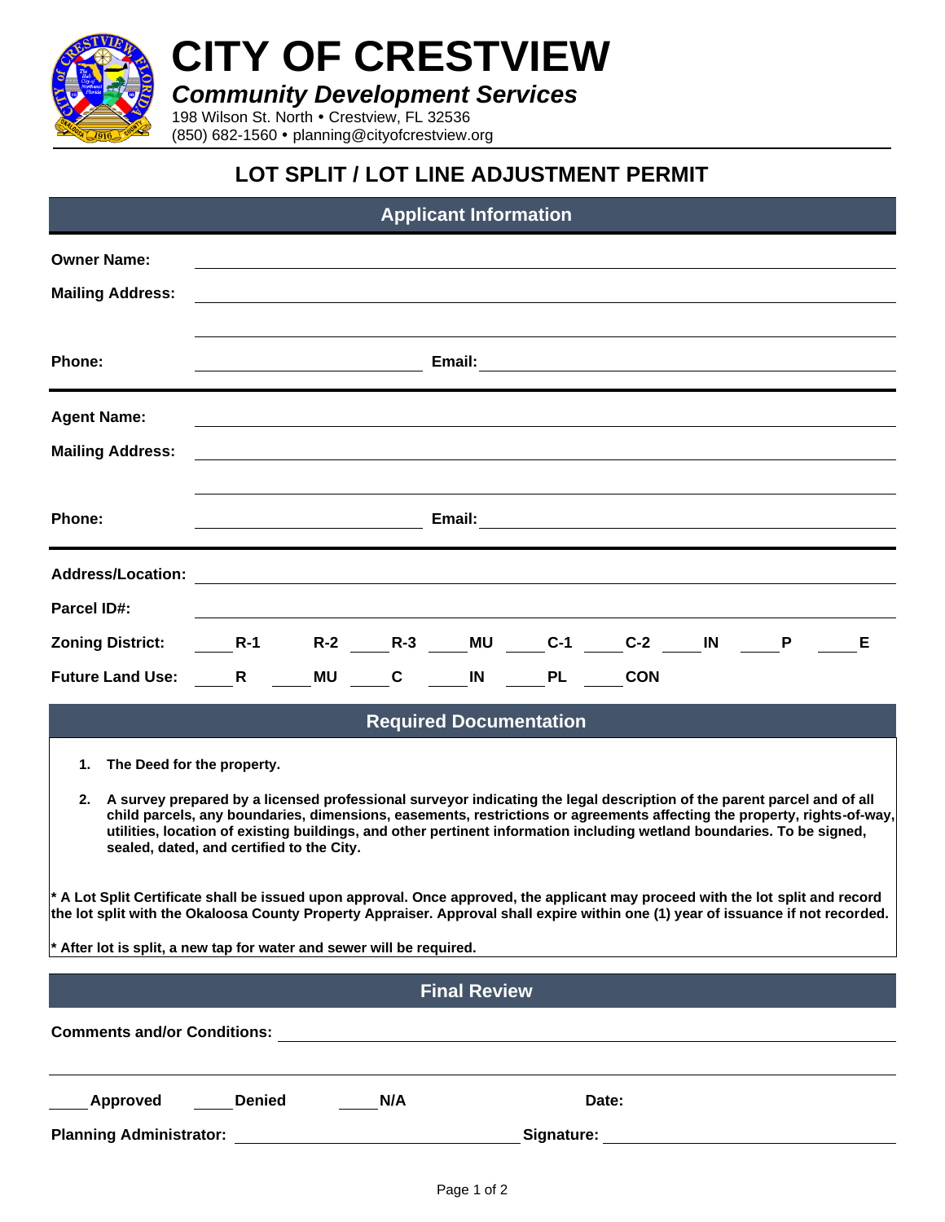# CITY OF CRESTVIEW

***Community Development Services***

198 Wilson St. North • Crestview, FL 32536
(850) 682-1560 • planning@cityofcrestview.org

## LOT SPLIT / LOT LINE ADJUSTMENT PERMIT

### Applicant Information

**Owner Name:** ______________________________

**Mailing Address:** ______________________________

______________________________

**Phone:** ______________________ **Email:** ______________________

**Agent Name:** ______________________________

**Mailing Address:** ______________________________

______________________________

**Phone:** ______________________ **Email:** ______________________

**Address/Location:** ______________________________

**Parcel ID#:** ______________________________

**Zoning District:** ____ **R-1** ____ **R-2** ____ **R-3** ____ **MU** ____ **C-1** ____ **C-2** ____ **IN** ____ **P** ____ **E**

**Future Land Use:** ____ **R** ____ **MU** ____ **C** ____ **IN** ____ **PL** ____ **CON**

### Required Documentation

1. **The Deed for the property.**
2. **A survey prepared by a licensed professional surveyor indicating the legal description of the parent parcel and of all child parcels, any boundaries, dimensions, easements, restrictions or agreements affecting the property, rights-of-way, utilities, location of existing buildings, and other pertinent information including wetland boundaries. To be signed, sealed, dated, and certified to the City.**

**\* A Lot Split Certificate shall be issued upon approval. Once approved, the applicant may proceed with the lot split and record the lot split with the Okaloosa County Property Appraiser. Approval shall expire within one (1) year of issuance if not recorded.**

**\* After lot is split, a new tap for water and sewer will be required.**

### Final Review

**Comments and/or Conditions:** ______________________________

______________________________

____ **Approved** ____ **Denied** ____ **N/A** **Date:**

**Planning Administrator:** ______________________ **Signature:** ______________________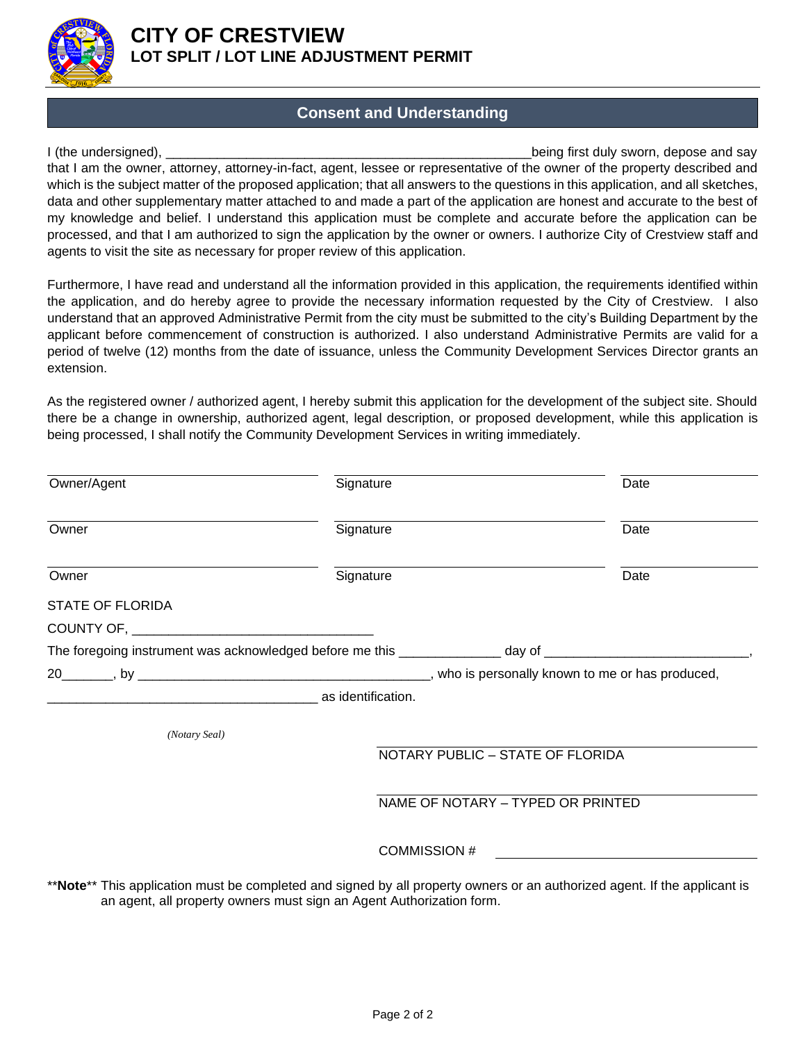# CITY OF CRESTVIEW
## LOT SPLIT / LOT LINE ADJUSTMENT PERMIT

## Consent and Understanding

I (the undersigned), ____________________________________________________being first duly sworn, depose and say that I am the owner, attorney, attorney-in-fact, agent, lessee or representative of the owner of the property described and which is the subject matter of the proposed application; that all answers to the questions in this application, and all sketches, data and other supplementary matter attached to and made a part of the application are honest and accurate to the best of my knowledge and belief. I understand this application must be complete and accurate before the application can be processed, and that I am authorized to sign the application by the owner or owners. I authorize City of Crestview staff and agents to visit the site as necessary for proper review of this application.

Furthermore, I have read and understand all the information provided in this application, the requirements identified within the application, and do hereby agree to provide the necessary information requested by the City of Crestview. I also understand that an approved Administrative Permit from the city must be submitted to the city's Building Department by the applicant before commencement of construction is authorized. I also understand Administrative Permits are valid for a period of twelve (12) months from the date of issuance, unless the Community Development Services Director grants an extension.

As the registered owner / authorized agent, I hereby submit this application for the development of the subject site. Should there be a change in ownership, authorized agent, legal description, or proposed development, while this application is being processed, I shall notify the Community Development Services in writing immediately.

| | | |
|---|---|---|
| Owner/Agent | Signature | Date |
| Owner | Signature | Date |
| Owner | Signature | Date |

STATE OF FLORIDA

COUNTY OF, ________________________________

The foregoing instrument was acknowledged before me this ______________ day of ____________________________,

20_______, by ________________________________________, who is personally known to me or has produced,

____________________________________ as identification.

*(Notary Seal)*

NOTARY PUBLIC – STATE OF FLORIDA

NAME OF NOTARY – TYPED OR PRINTED

COMMISSION # ____________________

**Note** This application must be completed and signed by all property owners or an authorized agent. If the applicant is an agent, all property owners must sign an Agent Authorization form.